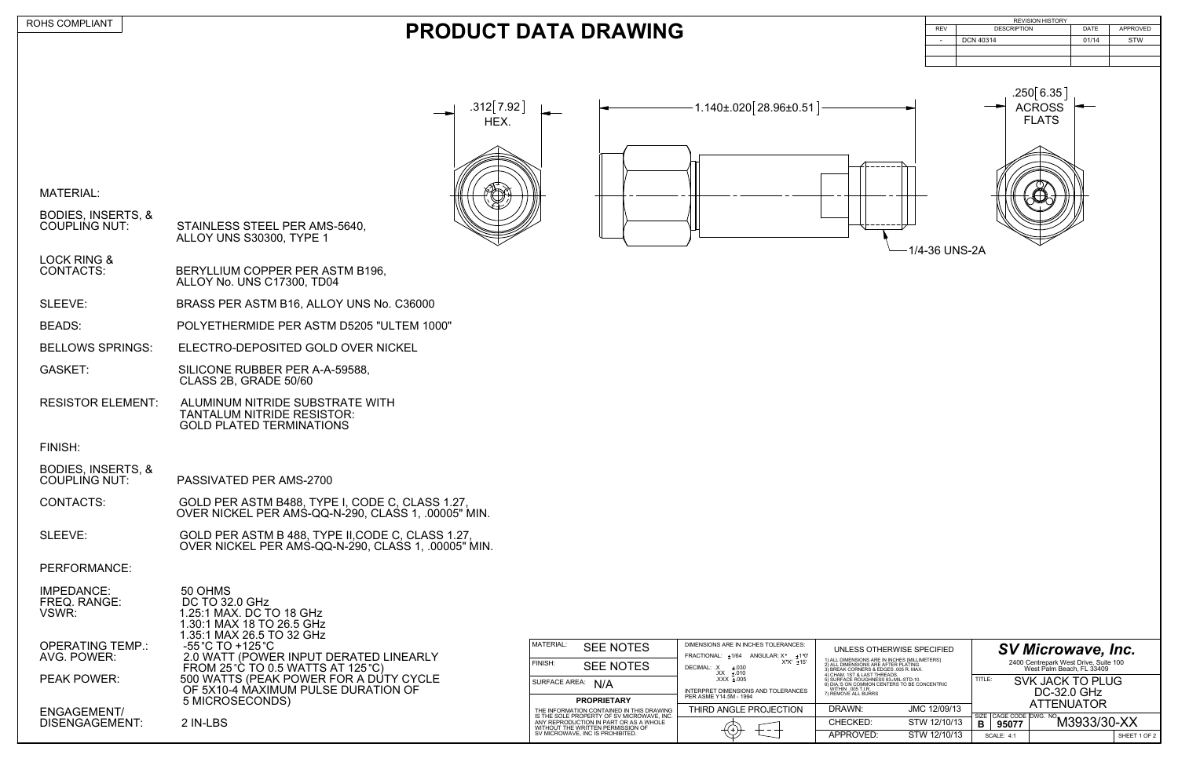ROHS COMPLIANT

# PRODUCT DATA DRAWING

| REVISION HISTORY | | | |
|---|---|---|---|
| REV | DESCRIPTION | DATE | APPROVED |
| - | DCN 40314 | 01/14 | STW |

.312[7.92] HEX.

1.140±.020[28.96±0.51]

.250[6.35] ACROSS FLATS

1/4-36 UNS-2A

MATERIAL:

BODIES, INSERTS, & COUPLING NUT: STAINLESS STEEL PER AMS-5640, ALLOY UNS S30300, TYPE 1

LOCK RING & CONTACTS: BERYLLIUM COPPER PER ASTM B196, ALLOY No. UNS C17300, TD04

SLEEVE: BRASS PER ASTM B16, ALLOY UNS No. C36000

BEADS: POLYETHERMIDE PER ASTM D5205 "ULTEM 1000"

BELLOWS SPRINGS: ELECTRO-DEPOSITED GOLD OVER NICKEL

GASKET: SILICONE RUBBER PER A-A-59588, CLASS 2B, GRADE 50/60

RESISTOR ELEMENT: ALUMINUM NITRIDE SUBSTRATE WITH TANTALUM NITRIDE RESISTOR: GOLD PLATED TERMINATIONS

FINISH:

BODIES, INSERTS, & COUPLING NUT: PASSIVATED PER AMS-2700

CONTACTS: GOLD PER ASTM B488, TYPE I, CODE C, CLASS 1.27, OVER NICKEL PER AMS-QQ-N-290, CLASS 1, .00005" MIN.

SLEEVE: GOLD PER ASTM B 488, TYPE II,CODE C, CLASS 1.27, OVER NICKEL PER AMS-QQ-N-290, CLASS 1, .00005" MIN.

PERFORMANCE:

IMPEDANCE: 50 OHMS
FREQ. RANGE: DC TO 32.0 GHz
VSWR: 1.25:1 MAX. DC TO 18 GHz
1.30:1 MAX 18 TO 26.5 GHz
1.35:1 MAX 26.5 TO 32 GHz
OPERATING TEMP.: -55°C TO +125°C
AVG. POWER: 2.0 WATT (POWER INPUT DERATED LINEARLY FROM 25°C TO 0.5 WATTS AT 125°C)
PEAK POWER: 500 WATTS (PEAK POWER FOR A DUTY CYCLE OF 5X10-4 MAXIMUM PULSE DURATION OF 5 MICROSECONDS)
ENGAGEMENT/ DISENGAGEMENT: 2 IN-LBS

| | |
|---|---|
| MATERIAL: | SEE NOTES |
| FINISH: | SEE NOTES |
| SURFACE AREA: | N/A |

**PROPRIETARY**

THE INFORMATION CONTAINED IN THIS DRAWING IS THE SOLE PROPERTY OF SV MICROWAVE, INC. ANY REPRODUCTION IN PART OR AS A WHOLE WITHOUT THE WRITTEN PERMISSION OF SV MICROWAVE, INC IS PROHIBITED.

DIMENSIONS ARE IN INCHES TOLERANCES:
FRACTIONAL: ±1/64 ANGULAR: X° ±1°0' X°X' ±15'
DECIMAL: .X ±.030 .XX ±.010 .XXX ±.005

INTERPRET DIMENSIONS AND TOLERANCES PER ASME Y14.5M - 1994

THIRD ANGLE PROJECTION

UNLESS OTHERWISE SPECIFIED
1) ALL DIMENSIONS ARE IN INCHES [MILLIMETERS]
2) ALL DIMENSIONS ARE AFTER PLATING.
3) BREAK CORNERS & EDGES .005 R. MAX.
4) CHAM. 1ST & LAST THREADS.
5) SURFACE ROUGHNESS 63 MIL-STD-10.
6) DIA.'S ON COMMON CENTERS TO BE CONCENTRIC WITHIN .005 T.I.R.
7) REMOVE ALL BURRS

| | |
|---|---|
| DRAWN: | JMC 12/09/13 |
| CHECKED: | STW 12/10/13 |
| APPROVED: | STW 12/10/13 |

***SV Microwave, Inc.***
2400 Centrepark West Drive, Suite 100
West Palm Beach, FL 33409

TITLE: SVK JACK TO PLUG DC-32.0 GHz ATTENUATOR

SIZE: B | CAGE CODE: 95077 | DWG. NO.: M3933/30-XX

SCALE: 4:1 | SHEET 1 OF 2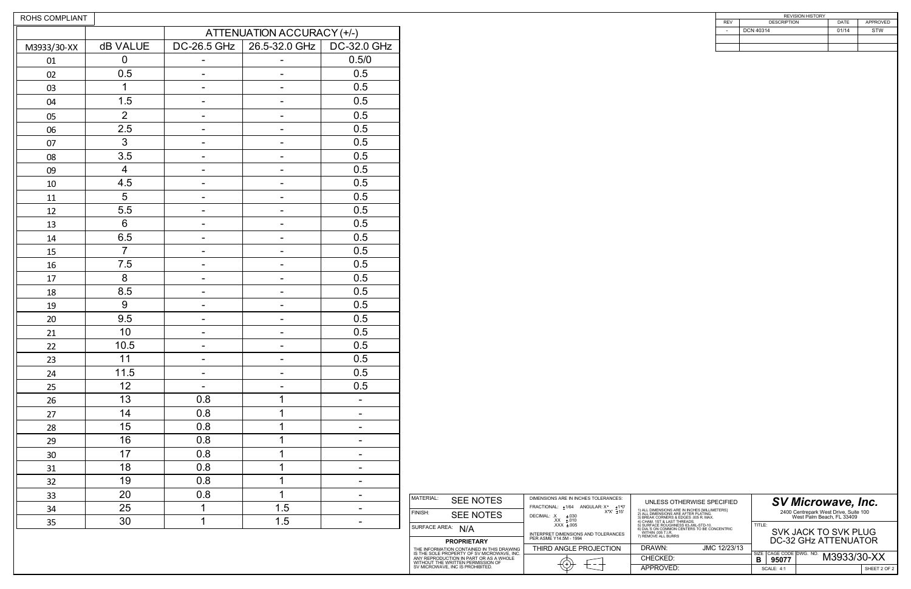ROHS COMPLIANT

| | | ATTENUATION ACCURACY (+/-) | | |
|---|---|---|---|---|
| M3933/30-XX | dB VALUE | DC-26.5 GHz | 26.5-32.0 GHz | DC-32.0 GHz |
| 01 | 0 | - | - | 0.5/0 |
| 02 | 0.5 | - | - | 0.5 |
| 03 | 1 | - | - | 0.5 |
| 04 | 1.5 | - | - | 0.5 |
| 05 | 2 | - | - | 0.5 |
| 06 | 2.5 | - | - | 0.5 |
| 07 | 3 | - | - | 0.5 |
| 08 | 3.5 | - | - | 0.5 |
| 09 | 4 | - | - | 0.5 |
| 10 | 4.5 | - | - | 0.5 |
| 11 | 5 | - | - | 0.5 |
| 12 | 5.5 | - | - | 0.5 |
| 13 | 6 | - | - | 0.5 |
| 14 | 6.5 | - | - | 0.5 |
| 15 | 7 | - | - | 0.5 |
| 16 | 7.5 | - | - | 0.5 |
| 17 | 8 | - | - | 0.5 |
| 18 | 8.5 | - | - | 0.5 |
| 19 | 9 | - | - | 0.5 |
| 20 | 9.5 | - | - | 0.5 |
| 21 | 10 | - | - | 0.5 |
| 22 | 10.5 | - | - | 0.5 |
| 23 | 11 | - | - | 0.5 |
| 24 | 11.5 | - | - | 0.5 |
| 25 | 12 | - | - | 0.5 |
| 26 | 13 | 0.8 | 1 | - |
| 27 | 14 | 0.8 | 1 | - |
| 28 | 15 | 0.8 | 1 | - |
| 29 | 16 | 0.8 | 1 | - |
| 30 | 17 | 0.8 | 1 | - |
| 31 | 18 | 0.8 | 1 | - |
| 32 | 19 | 0.8 | 1 | - |
| 33 | 20 | 0.8 | 1 | - |
| 34 | 25 | 1 | 1.5 | - |
| 35 | 30 | 1 | 1.5 | - |

| REVISION HISTORY | | | |
|---|---|---|---|
| REV | DESCRIPTION | DATE | APPROVED |
| - | DCN 40314 | 01/14 | STW |

MATERIAL: SEE NOTES

FINISH: SEE NOTES

SURFACE AREA: N/A

**PROPRIETARY**

THE INFORMATION CONTAINED IN THIS DRAWING IS THE SOLE PROPERTY OF SV MICROWAVE, INC. ANY REPRODUCTION IN PART OR AS A WHOLE WITHOUT THE WRITTEN PERMISSION OF SV MICROWAVE, INC IS PROHIBITED.

DIMENSIONS ARE IN INCHES TOLERANCES:
FRACTIONAL: ±1/64 ANGULAR: X° ±1°0' X°X' ±15'
DECIMAL: .X ±.030 .XX ±.010 .XXX ±.005

INTERPRET DIMENSIONS AND TOLERANCES PER ASME Y14.5M - 1994

THIRD ANGLE PROJECTION

UNLESS OTHERWISE SPECIFIED
1) ALL DIMENSIONS ARE IN INCHES [MILLIMETERS]
2) ALL DIMENSIONS ARE AFTER PLATING
3) BREAK CORNERS & EDGES .005 R. MAX.
4) CHAM. 1ST & LAST THREADS.
5) SURFACE ROUGHNESS 63 MIL-STD-10.
6) DIA.'S ON COMMON CENTERS TO BE CONCENTRIC WITHIN .005 T.I.R.
7) REMOVE ALL BURRS

DRAWN: JMC 12/23/13

CHECKED:

APPROVED:

***SV Microwave, Inc.***

2400 Centrepark West Drive, Suite 100
West Palm Beach, FL 33409

TITLE: SVK JACK TO SVK PLUG DC-32 GHz ATTENUATOR

SIZE: B CAGE CODE: 95077 DWG. NO. M3933/30-XX

SCALE: 4:1